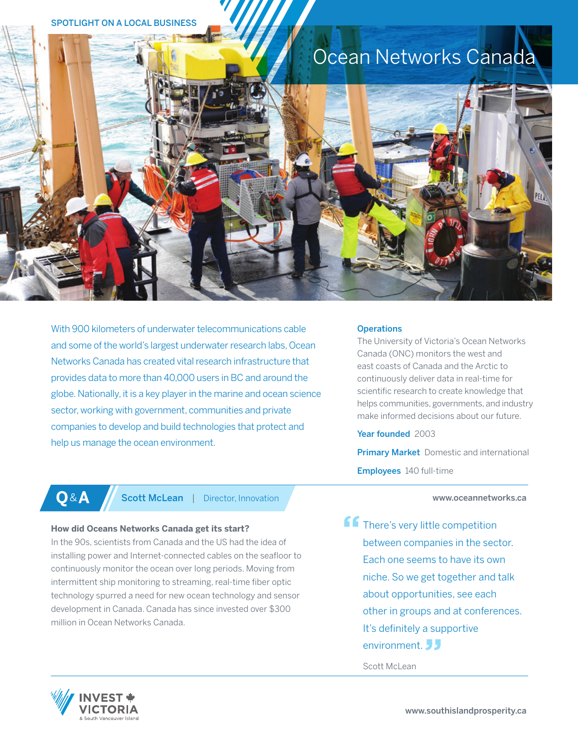SPOTLIGHT ON A LOCAL BUSINESS

# Ocean Networks Canada

With 900 kilometers of underwater telecommunications cable and some of the world's largest underwater research labs, Ocean Networks Canada has created vital research infrastructure that provides data to more than 40,000 users in BC and around the globe. Nationally, it is a key player in the marine and ocean science sector, working with government, communities and private companies to develop and build technologies that protect and help us manage the ocean environment.

**Operations**
The University of Victoria's Ocean Networks Canada (ONC) monitors the west and east coasts of Canada and the Arctic to continuously deliver data in real-time for scientific research to create knowledge that helps communities, governments, and industry make informed decisions about our future.

**Year founded** 2003

**Primary Market** Domestic and international

**Employees** 140 full-time

www.oceannetworks.ca

## Q&A — Scott McLean | Director, Innovation

**How did Oceans Networks Canada get its start?**
In the 90s, scientists from Canada and the US had the idea of installing power and Internet-connected cables on the seafloor to continuously monitor the ocean over long periods. Moving from intermittent ship monitoring to streaming, real-time fiber optic technology spurred a need for new ocean technology and sensor development in Canada. Canada has since invested over $300 million in Ocean Networks Canada.

> "There's very little competition between companies in the sector. Each one seems to have its own niche. So we get together and talk about opportunities, see each other in groups and at conferences. It's definitely a supportive environment."
>
> Scott McLean

INVEST VICTORIA & South Vancouver Island

www.southislandprosperity.ca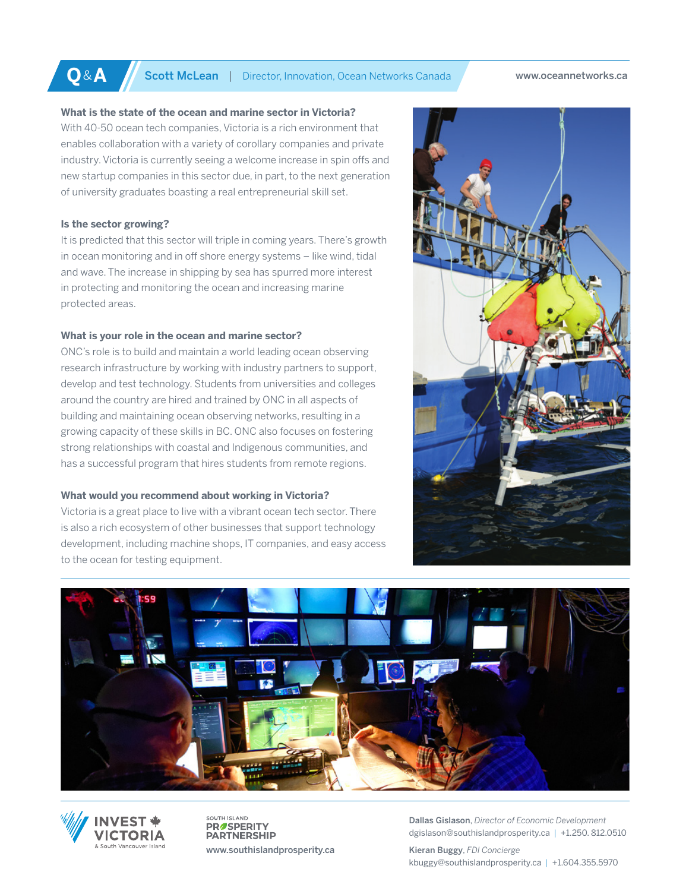# Q&A

**Scott McLean** | Director, Innovation, Ocean Networks Canada

www.oceannetworks.ca

**What is the state of the ocean and marine sector in Victoria?**

With 40-50 ocean tech companies, Victoria is a rich environment that enables collaboration with a variety of corollary companies and private industry. Victoria is currently seeing a welcome increase in spin offs and new startup companies in this sector due, in part, to the next generation of university graduates boasting a real entrepreneurial skill set.

**Is the sector growing?**

It is predicted that this sector will triple in coming years. There's growth in ocean monitoring and in off shore energy systems – like wind, tidal and wave. The increase in shipping by sea has spurred more interest in protecting and monitoring the ocean and increasing marine protected areas.

**What is your role in the ocean and marine sector?**

ONC's role is to build and maintain a world leading ocean observing research infrastructure by working with industry partners to support, develop and test technology. Students from universities and colleges around the country are hired and trained by ONC in all aspects of building and maintaining ocean observing networks, resulting in a growing capacity of these skills in BC. ONC also focuses on fostering strong relationships with coastal and Indigenous communities, and has a successful program that hires students from remote regions.

**What would you recommend about working in Victoria?**

Victoria is a great place to live with a vibrant ocean tech sector. There is also a rich ecosystem of other businesses that support technology development, including machine shops, IT companies, and easy access to the ocean for testing equipment.

INVEST VICTORIA & South Vancouver Island

SOUTH ISLAND PROSPERITY PARTNERSHIP
www.southislandprosperity.ca

**Dallas Gislason**, *Director of Economic Development*
dgislason@southislandprosperity.ca | +1.250. 812.0510

**Kieran Buggy**, *FDI Concierge*
kbuggy@southislandprosperity.ca | +1.604.355.5970